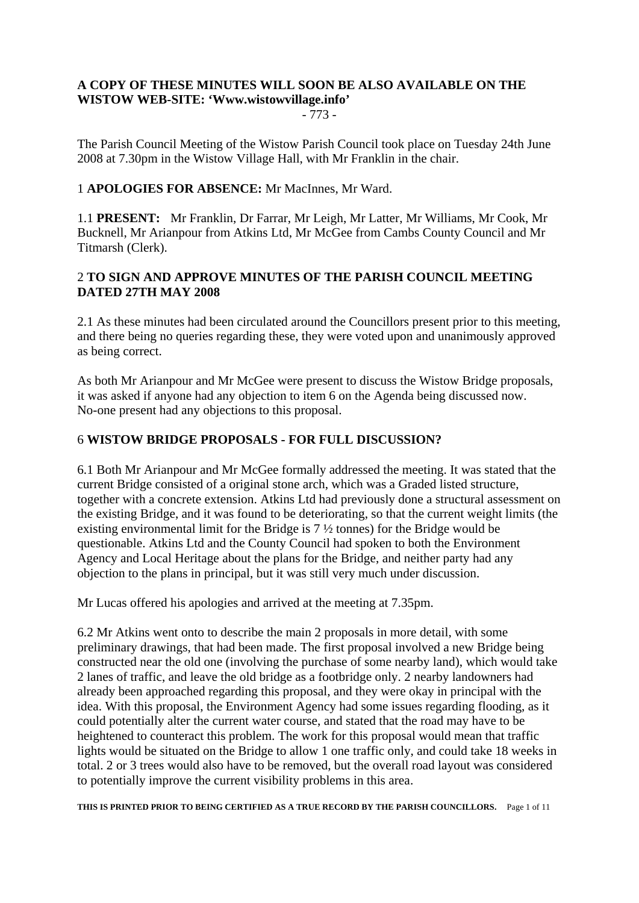**A COPY OF THESE MINUTES WILL SOON BE ALSO AVAILABLE ON THE WISTOW WEB-SITE: 'Www.wistowvillage.info'**

- 773 -

The Parish Council Meeting of the Wistow Parish Council took place on Tuesday 24th June 2008 at 7.30pm in the Wistow Village Hall, with Mr Franklin in the chair.

1 **APOLOGIES FOR ABSENCE:** Mr MacInnes, Mr Ward.

1.1 **PRESENT:** Mr Franklin, Dr Farrar, Mr Leigh, Mr Latter, Mr Williams, Mr Cook, Mr Bucknell, Mr Arianpour from Atkins Ltd, Mr McGee from Cambs County Council and Mr Titmarsh (Clerk).

## 2 TO SIGN AND APPROVE MINUTES OF THE PARISH COUNCIL MEETING DATED 27TH MAY 2008

2.1 As these minutes had been circulated around the Councillors present prior to this meeting, and there being no queries regarding these, they were voted upon and unanimously approved as being correct.

As both Mr Arianpour and Mr McGee were present to discuss the Wistow Bridge proposals, it was asked if anyone had any objection to item 6 on the Agenda being discussed now. No-one present had any objections to this proposal.

## 6 WISTOW BRIDGE PROPOSALS - FOR FULL DISCUSSION?

6.1 Both Mr Arianpour and Mr McGee formally addressed the meeting. It was stated that the current Bridge consisted of a original stone arch, which was a Graded listed structure, together with a concrete extension. Atkins Ltd had previously done a structural assessment on the existing Bridge, and it was found to be deteriorating, so that the current weight limits (the existing environmental limit for the Bridge is 7 ½ tonnes) for the Bridge would be questionable. Atkins Ltd and the County Council had spoken to both the Environment Agency and Local Heritage about the plans for the Bridge, and neither party had any objection to the plans in principal, but it was still very much under discussion.

Mr Lucas offered his apologies and arrived at the meeting at 7.35pm.

6.2 Mr Atkins went onto to describe the main 2 proposals in more detail, with some preliminary drawings, that had been made. The first proposal involved a new Bridge being constructed near the old one (involving the purchase of some nearby land), which would take 2 lanes of traffic, and leave the old bridge as a footbridge only. 2 nearby landowners had already been approached regarding this proposal, and they were okay in principal with the idea. With this proposal, the Environment Agency had some issues regarding flooding, as it could potentially alter the current water course, and stated that the road may have to be heightened to counteract this problem. The work for this proposal would mean that traffic lights would be situated on the Bridge to allow 1 one traffic only, and could take 18 weeks in total. 2 or 3 trees would also have to be removed, but the overall road layout was considered to potentially improve the current visibility problems in this area.

**THIS IS PRINTED PRIOR TO BEING CERTIFIED AS A TRUE RECORD BY THE PARISH COUNCILLORS.**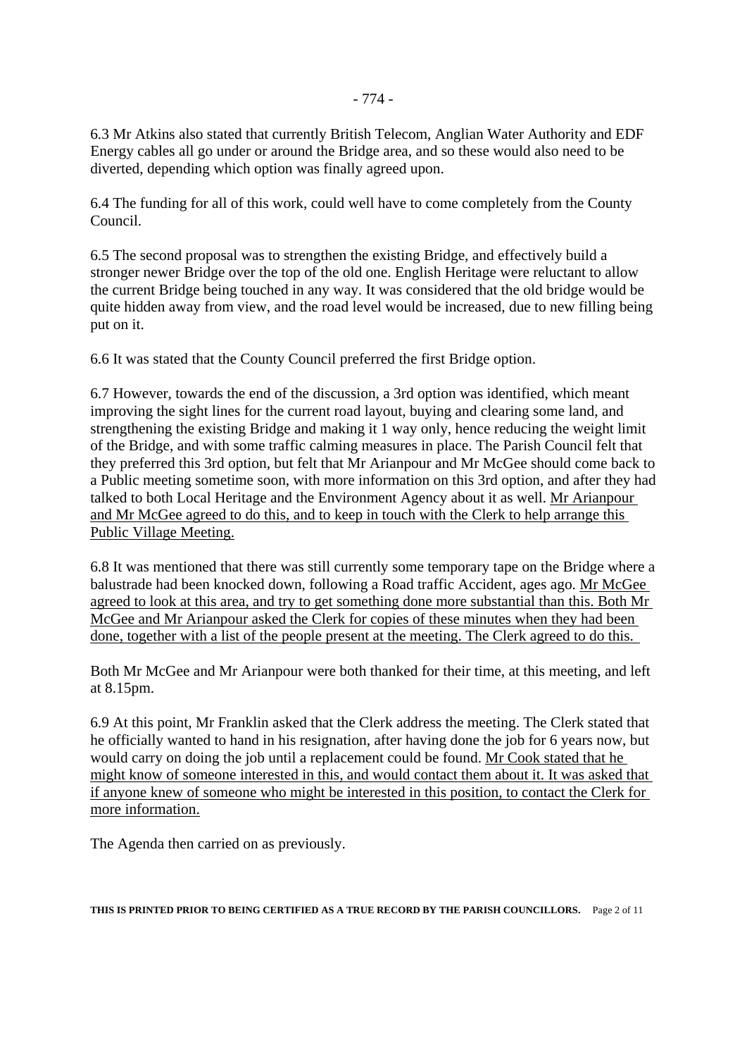6.3 Mr Atkins also stated that currently British Telecom, Anglian Water Authority and EDF Energy cables all go under or around the Bridge area, and so these would also need to be diverted, depending which option was finally agreed upon.

6.4 The funding for all of this work, could well have to come completely from the County Council.

6.5 The second proposal was to strengthen the existing Bridge, and effectively build a stronger newer Bridge over the top of the old one. English Heritage were reluctant to allow the current Bridge being touched in any way. It was considered that the old bridge would be quite hidden away from view, and the road level would be increased, due to new filling being put on it.

6.6 It was stated that the County Council preferred the first Bridge option.

6.7 However, towards the end of the discussion, a 3rd option was identified, which meant improving the sight lines for the current road layout, buying and clearing some land, and strengthening the existing Bridge and making it 1 way only, hence reducing the weight limit of the Bridge, and with some traffic calming measures in place. The Parish Council felt that they preferred this 3rd option, but felt that Mr Arianpour and Mr McGee should come back to a Public meeting sometime soon, with more information on this 3rd option, and after they had talked to both Local Heritage and the Environment Agency about it as well. <u>Mr Arianpour and Mr McGee agreed to do this, and to keep in touch with the Clerk to help arrange this Public Village Meeting.</u>

6.8 It was mentioned that there was still currently some temporary tape on the Bridge where a balustrade had been knocked down, following a Road traffic Accident, ages ago. <u>Mr McGee agreed to look at this area, and try to get something done more substantial than this. Both Mr McGee and Mr Arianpour asked the Clerk for copies of these minutes when they had been done, together with a list of the people present at the meeting. The Clerk agreed to do this.</u>

Both Mr McGee and Mr Arianpour were both thanked for their time, at this meeting, and left at 8.15pm.

6.9 At this point, Mr Franklin asked that the Clerk address the meeting. The Clerk stated that he officially wanted to hand in his resignation, after having done the job for 6 years now, but would carry on doing the job until a replacement could be found. <u>Mr Cook stated that he might know of someone interested in this, and would contact them about it. It was asked that if anyone knew of someone who might be interested in this position, to contact the Clerk for more information.</u>

The Agenda then carried on as previously.

**THIS IS PRINTED PRIOR TO BEING CERTIFIED AS A TRUE RECORD BY THE PARISH COUNCILLORS.**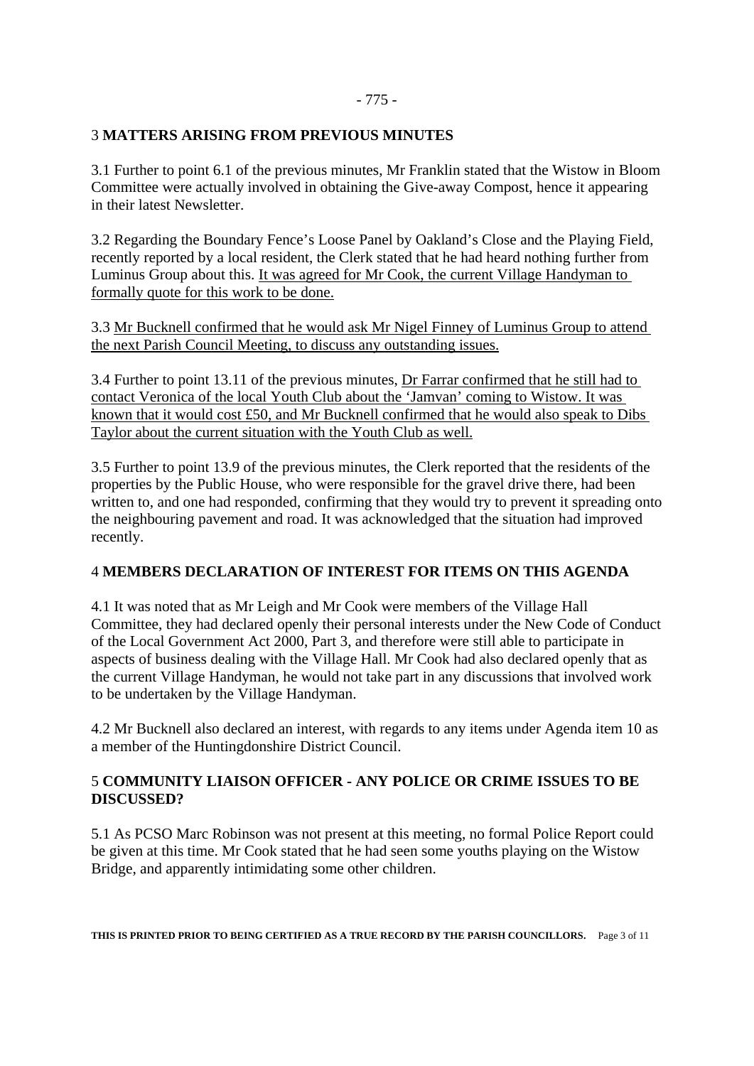## 3 MATTERS ARISING FROM PREVIOUS MINUTES

3.1 Further to point 6.1 of the previous minutes, Mr Franklin stated that the Wistow in Bloom Committee were actually involved in obtaining the Give-away Compost, hence it appearing in their latest Newsletter.

3.2 Regarding the Boundary Fence's Loose Panel by Oakland's Close and the Playing Field, recently reported by a local resident, the Clerk stated that he had heard nothing further from Luminus Group about this. It was agreed for Mr Cook, the current Village Handyman to formally quote for this work to be done.

3.3 Mr Bucknell confirmed that he would ask Mr Nigel Finney of Luminus Group to attend the next Parish Council Meeting, to discuss any outstanding issues.

3.4 Further to point 13.11 of the previous minutes, Dr Farrar confirmed that he still had to contact Veronica of the local Youth Club about the 'Jamvan' coming to Wistow. It was known that it would cost £50, and Mr Bucknell confirmed that he would also speak to Dibs Taylor about the current situation with the Youth Club as well.

3.5 Further to point 13.9 of the previous minutes, the Clerk reported that the residents of the properties by the Public House, who were responsible for the gravel drive there, had been written to, and one had responded, confirming that they would try to prevent it spreading onto the neighbouring pavement and road. It was acknowledged that the situation had improved recently.

## 4 MEMBERS DECLARATION OF INTEREST FOR ITEMS ON THIS AGENDA

4.1 It was noted that as Mr Leigh and Mr Cook were members of the Village Hall Committee, they had declared openly their personal interests under the New Code of Conduct of the Local Government Act 2000, Part 3, and therefore were still able to participate in aspects of business dealing with the Village Hall. Mr Cook had also declared openly that as the current Village Handyman, he would not take part in any discussions that involved work to be undertaken by the Village Handyman.

4.2 Mr Bucknell also declared an interest, with regards to any items under Agenda item 10 as a member of the Huntingdonshire District Council.

## 5 COMMUNITY LIAISON OFFICER - ANY POLICE OR CRIME ISSUES TO BE DISCUSSED?

5.1 As PCSO Marc Robinson was not present at this meeting, no formal Police Report could be given at this time. Mr Cook stated that he had seen some youths playing on the Wistow Bridge, and apparently intimidating some other children.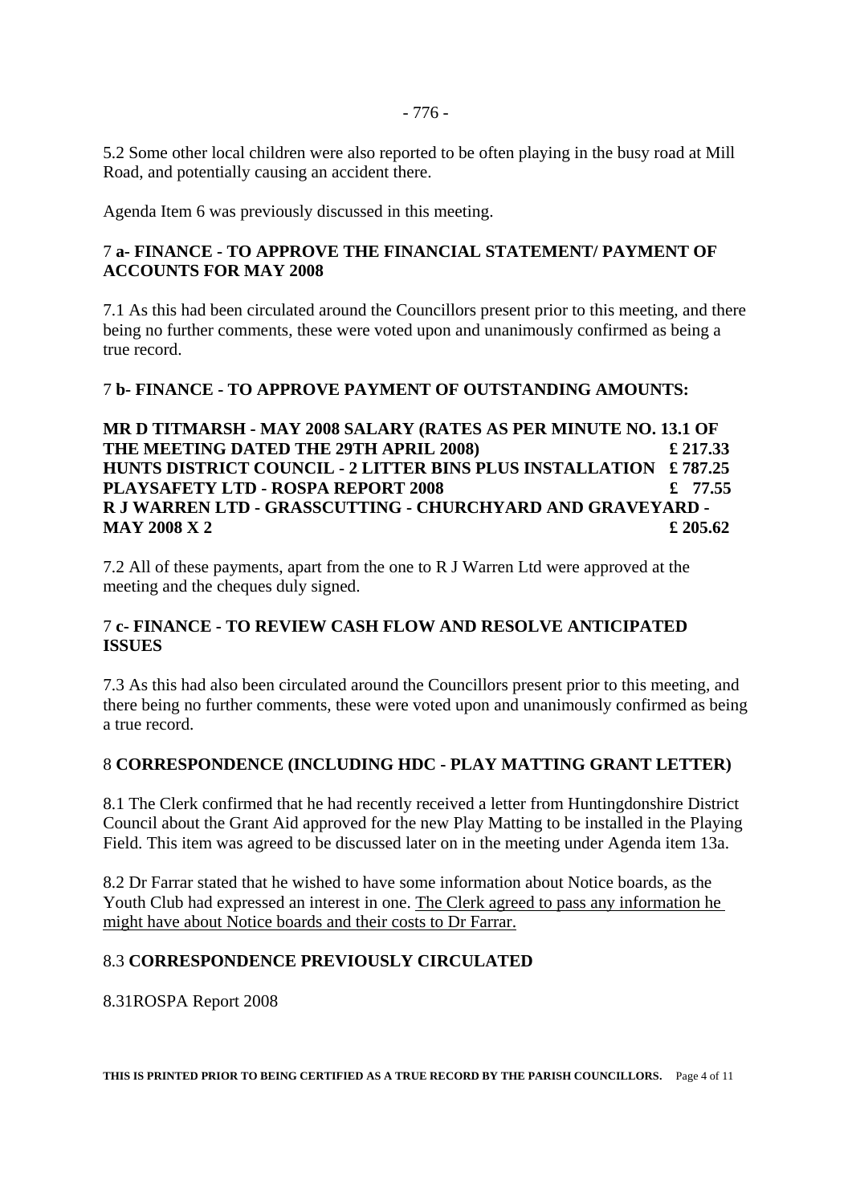5.2 Some other local children were also reported to be often playing in the busy road at Mill Road, and potentially causing an accident there.

Agenda Item 6 was previously discussed in this meeting.

### 7 a- FINANCE - TO APPROVE THE FINANCIAL STATEMENT/ PAYMENT OF ACCOUNTS FOR MAY 2008

7.1 As this had been circulated around the Councillors present prior to this meeting, and there being no further comments, these were voted upon and unanimously confirmed as being a true record.

### 7 b- FINANCE - TO APPROVE PAYMENT OF OUTSTANDING AMOUNTS:

| | |
|---|---|
| **MR D TITMARSH - MAY 2008 SALARY (RATES AS PER MINUTE NO. 13.1 OF THE MEETING DATED THE 29TH APRIL 2008)** | **£ 217.33** |
| **HUNTS DISTRICT COUNCIL - 2 LITTER BINS PLUS INSTALLATION** | **£ 787.25** |
| **PLAYSAFETY LTD - ROSPA REPORT 2008** | **£ 77.55** |
| **R J WARREN LTD - GRASSCUTTING - CHURCHYARD AND GRAVEYARD - MAY 2008 X 2** | **£ 205.62** |

7.2 All of these payments, apart from the one to R J Warren Ltd were approved at the meeting and the cheques duly signed.

### 7 c- FINANCE - TO REVIEW CASH FLOW AND RESOLVE ANTICIPATED ISSUES

7.3 As this had also been circulated around the Councillors present prior to this meeting, and there being no further comments, these were voted upon and unanimously confirmed as being a true record.

### 8 CORRESPONDENCE (INCLUDING HDC - PLAY MATTING GRANT LETTER)

8.1 The Clerk confirmed that he had recently received a letter from Huntingdonshire District Council about the Grant Aid approved for the new Play Matting to be installed in the Playing Field. This item was agreed to be discussed later on in the meeting under Agenda item 13a.

8.2 Dr Farrar stated that he wished to have some information about Notice boards, as the Youth Club had expressed an interest in one. The Clerk agreed to pass any information he might have about Notice boards and their costs to Dr Farrar.

### 8.3 CORRESPONDENCE PREVIOUSLY CIRCULATED

8.31ROSPA Report 2008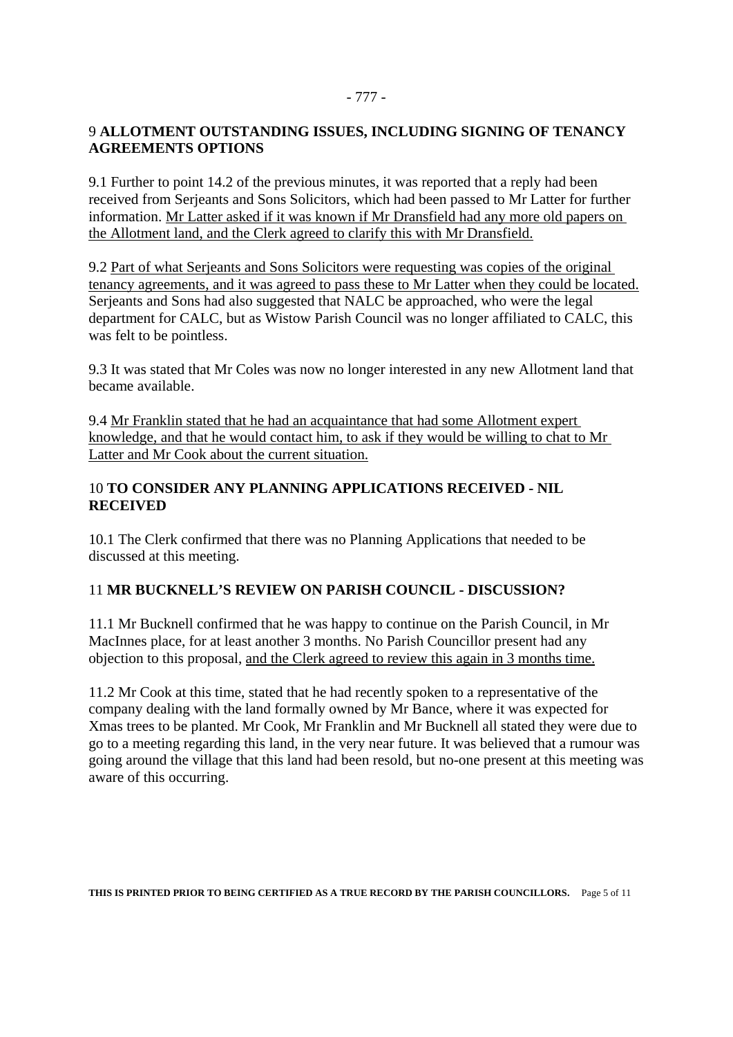## 9 **ALLOTMENT OUTSTANDING ISSUES, INCLUDING SIGNING OF TENANCY AGREEMENTS OPTIONS**

9.1 Further to point 14.2 of the previous minutes, it was reported that a reply had been received from Serjeants and Sons Solicitors, which had been passed to Mr Latter for further information. <u>Mr Latter asked if it was known if Mr Dransfield had any more old papers on the Allotment land, and the Clerk agreed to clarify this with Mr Dransfield.</u>

9.2 <u>Part of what Serjeants and Sons Solicitors were requesting was copies of the original tenancy agreements, and it was agreed to pass these to Mr Latter when they could be located.</u> Serjeants and Sons had also suggested that NALC be approached, who were the legal department for CALC, but as Wistow Parish Council was no longer affiliated to CALC, this was felt to be pointless.

9.3 It was stated that Mr Coles was now no longer interested in any new Allotment land that became available.

9.4 <u>Mr Franklin stated that he had an acquaintance that had some Allotment expert knowledge, and that he would contact him, to ask if they would be willing to chat to Mr Latter and Mr Cook about the current situation.</u>

## 10 **TO CONSIDER ANY PLANNING APPLICATIONS RECEIVED - NIL RECEIVED**

10.1 The Clerk confirmed that there was no Planning Applications that needed to be discussed at this meeting.

## 11 **MR BUCKNELL'S REVIEW ON PARISH COUNCIL - DISCUSSION?**

11.1 Mr Bucknell confirmed that he was happy to continue on the Parish Council, in Mr MacInnes place, for at least another 3 months. No Parish Councillor present had any objection to this proposal, <u>and the Clerk agreed to review this again in 3 months time.</u>

11.2 Mr Cook at this time, stated that he had recently spoken to a representative of the company dealing with the land formally owned by Mr Bance, where it was expected for Xmas trees to be planted. Mr Cook, Mr Franklin and Mr Bucknell all stated they were due to go to a meeting regarding this land, in the very near future. It was believed that a rumour was going around the village that this land had been resold, but no-one present at this meeting was aware of this occurring.

THIS IS PRINTED PRIOR TO BEING CERTIFIED AS A TRUE RECORD BY THE PARISH COUNCILLORS.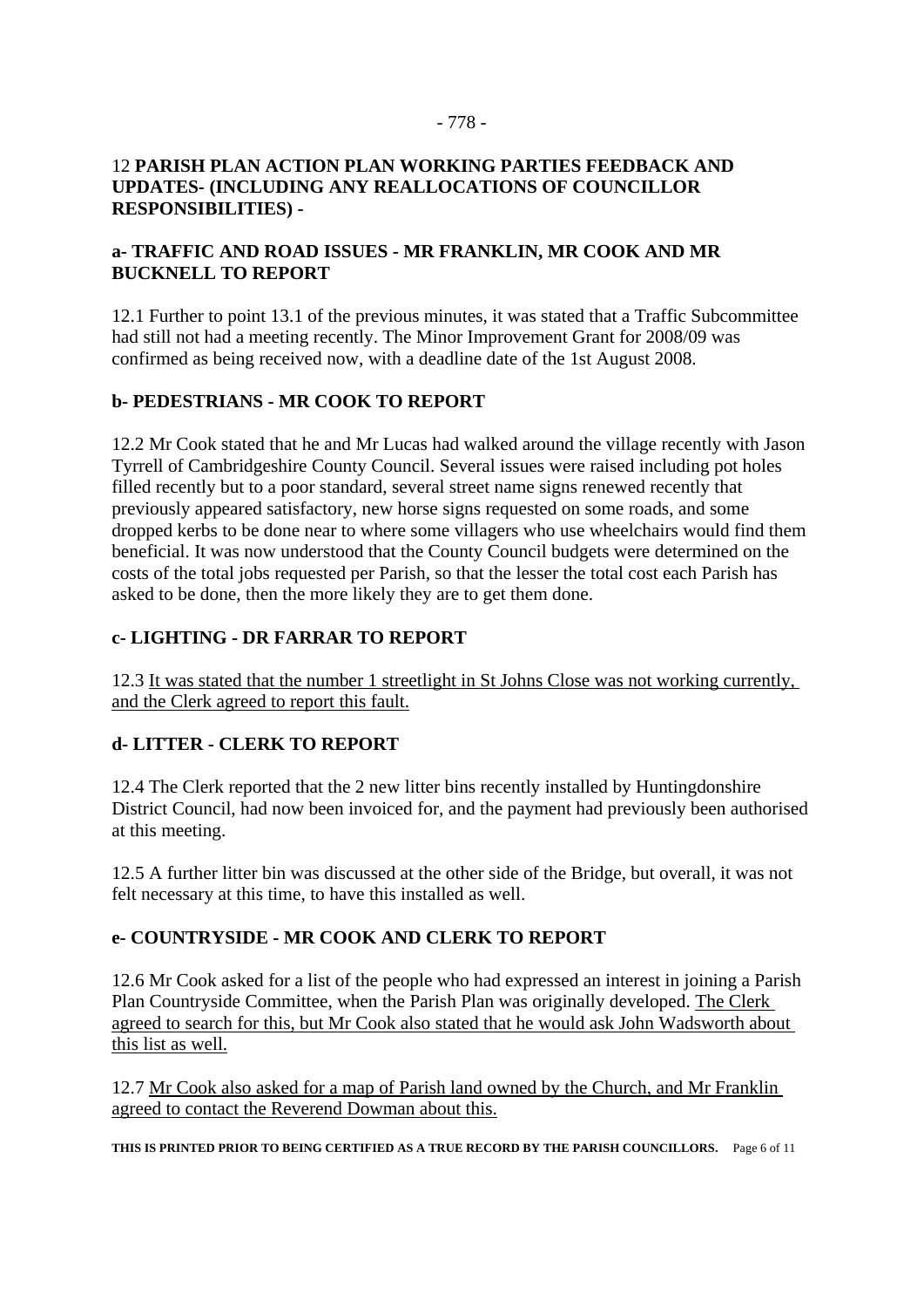## 12 **PARISH PLAN ACTION PLAN WORKING PARTIES FEEDBACK AND UPDATES- (INCLUDING ANY REALLOCATIONS OF COUNCILLOR RESPONSIBILITIES) -**

### a- TRAFFIC AND ROAD ISSUES - MR FRANKLIN, MR COOK AND MR BUCKNELL TO REPORT

12.1 Further to point 13.1 of the previous minutes, it was stated that a Traffic Subcommittee had still not had a meeting recently. The Minor Improvement Grant for 2008/09 was confirmed as being received now, with a deadline date of the 1st August 2008.

### b- PEDESTRIANS - MR COOK TO REPORT

12.2 Mr Cook stated that he and Mr Lucas had walked around the village recently with Jason Tyrrell of Cambridgeshire County Council. Several issues were raised including pot holes filled recently but to a poor standard, several street name signs renewed recently that previously appeared satisfactory, new horse signs requested on some roads, and some dropped kerbs to be done near to where some villagers who use wheelchairs would find them beneficial. It was now understood that the County Council budgets were determined on the costs of the total jobs requested per Parish, so that the lesser the total cost each Parish has asked to be done, then the more likely they are to get them done.

### c- LIGHTING - DR FARRAR TO REPORT

12.3 <u>It was stated that the number 1 streetlight in St Johns Close was not working currently, and the Clerk agreed to report this fault.</u>

### d- LITTER - CLERK TO REPORT

12.4 The Clerk reported that the 2 new litter bins recently installed by Huntingdonshire District Council, had now been invoiced for, and the payment had previously been authorised at this meeting.

12.5 A further litter bin was discussed at the other side of the Bridge, but overall, it was not felt necessary at this time, to have this installed as well.

### e- COUNTRYSIDE - MR COOK AND CLERK TO REPORT

12.6 Mr Cook asked for a list of the people who had expressed an interest in joining a Parish Plan Countryside Committee, when the Parish Plan was originally developed. <u>The Clerk agreed to search for this, but Mr Cook also stated that he would ask John Wadsworth about this list as well.</u>

12.7 <u>Mr Cook also asked for a map of Parish land owned by the Church, and Mr Franklin agreed to contact the Reverend Dowman about this.</u>

**THIS IS PRINTED PRIOR TO BEING CERTIFIED AS A TRUE RECORD BY THE PARISH COUNCILLORS.**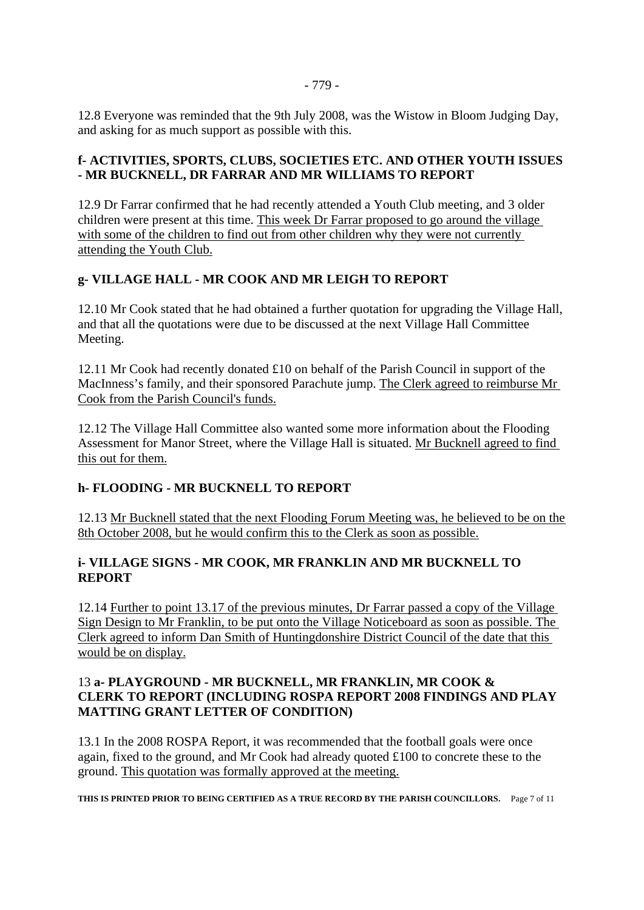12.8 Everyone was reminded that the 9th July 2008, was the Wistow in Bloom Judging Day, and asking for as much support as possible with this.

**f- ACTIVITIES, SPORTS, CLUBS, SOCIETIES ETC. AND OTHER YOUTH ISSUES - MR BUCKNELL, DR FARRAR AND MR WILLIAMS TO REPORT**

12.9 Dr Farrar confirmed that he had recently attended a Youth Club meeting, and 3 older children were present at this time. This week Dr Farrar proposed to go around the village with some of the children to find out from other children why they were not currently attending the Youth Club.

**g- VILLAGE HALL - MR COOK AND MR LEIGH TO REPORT**

12.10 Mr Cook stated that he had obtained a further quotation for upgrading the Village Hall, and that all the quotations were due to be discussed at the next Village Hall Committee Meeting.

12.11 Mr Cook had recently donated £10 on behalf of the Parish Council in support of the MacInness's family, and their sponsored Parachute jump. The Clerk agreed to reimburse Mr Cook from the Parish Council's funds.

12.12 The Village Hall Committee also wanted some more information about the Flooding Assessment for Manor Street, where the Village Hall is situated. Mr Bucknell agreed to find this out for them.

**h- FLOODING - MR BUCKNELL TO REPORT**

12.13 Mr Bucknell stated that the next Flooding Forum Meeting was, he believed to be on the 8th October 2008, but he would confirm this to the Clerk as soon as possible.

**i- VILLAGE SIGNS - MR COOK, MR FRANKLIN AND MR BUCKNELL TO REPORT**

12.14 Further to point 13.17 of the previous minutes, Dr Farrar passed a copy of the Village Sign Design to Mr Franklin, to be put onto the Village Noticeboard as soon as possible. The Clerk agreed to inform Dan Smith of Huntingdonshire District Council of the date that this would be on display.

13 **a- PLAYGROUND - MR BUCKNELL, MR FRANKLIN, MR COOK & CLERK TO REPORT (INCLUDING ROSPA REPORT 2008 FINDINGS AND PLAY MATTING GRANT LETTER OF CONDITION)**

13.1 In the 2008 ROSPA Report, it was recommended that the football goals were once again, fixed to the ground, and Mr Cook had already quoted £100 to concrete these to the ground. This quotation was formally approved at the meeting.

**THIS IS PRINTED PRIOR TO BEING CERTIFIED AS A TRUE RECORD BY THE PARISH COUNCILLORS.**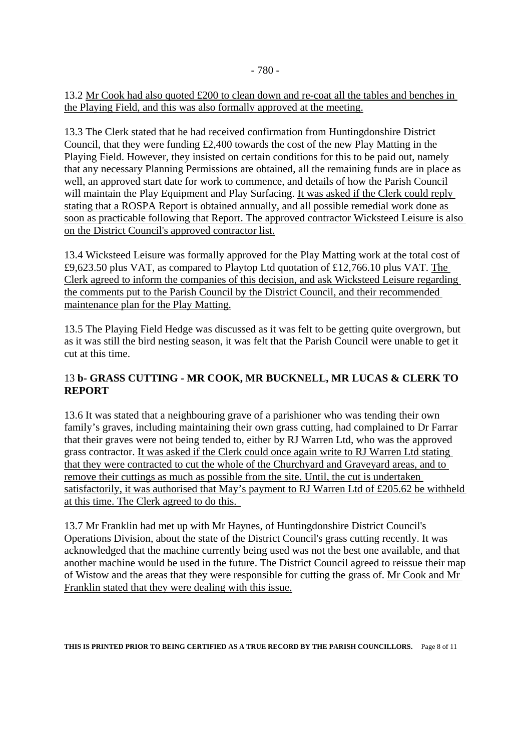13.2 Mr Cook had also quoted £200 to clean down and re-coat all the tables and benches in the Playing Field, and this was also formally approved at the meeting.

13.3 The Clerk stated that he had received confirmation from Huntingdonshire District Council, that they were funding £2,400 towards the cost of the new Play Matting in the Playing Field. However, they insisted on certain conditions for this to be paid out, namely that any necessary Planning Permissions are obtained, all the remaining funds are in place as well, an approved start date for work to commence, and details of how the Parish Council will maintain the Play Equipment and Play Surfacing. It was asked if the Clerk could reply stating that a ROSPA Report is obtained annually, and all possible remedial work done as soon as practicable following that Report. The approved contractor Wicksteed Leisure is also on the District Council's approved contractor list.

13.4 Wicksteed Leisure was formally approved for the Play Matting work at the total cost of £9,623.50 plus VAT, as compared to Playtop Ltd quotation of £12,766.10 plus VAT. The Clerk agreed to inform the companies of this decision, and ask Wicksteed Leisure regarding the comments put to the Parish Council by the District Council, and their recommended maintenance plan for the Play Matting.

13.5 The Playing Field Hedge was discussed as it was felt to be getting quite overgrown, but as it was still the bird nesting season, it was felt that the Parish Council were unable to get it cut at this time.

### 13 **b- GRASS CUTTING - MR COOK, MR BUCKNELL, MR LUCAS & CLERK TO REPORT**

13.6 It was stated that a neighbouring grave of a parishioner who was tending their own family's graves, including maintaining their own grass cutting, had complained to Dr Farrar that their graves were not being tended to, either by RJ Warren Ltd, who was the approved grass contractor. It was asked if the Clerk could once again write to RJ Warren Ltd stating that they were contracted to cut the whole of the Churchyard and Graveyard areas, and to remove their cuttings as much as possible from the site. Until, the cut is undertaken satisfactorily, it was authorised that May's payment to RJ Warren Ltd of £205.62 be withheld at this time. The Clerk agreed to do this.

13.7 Mr Franklin had met up with Mr Haynes, of Huntingdonshire District Council's Operations Division, about the state of the District Council's grass cutting recently. It was acknowledged that the machine currently being used was not the best one available, and that another machine would be used in the future. The District Council agreed to reissue their map of Wistow and the areas that they were responsible for cutting the grass of. Mr Cook and Mr Franklin stated that they were dealing with this issue.

**THIS IS PRINTED PRIOR TO BEING CERTIFIED AS A TRUE RECORD BY THE PARISH COUNCILLORS.**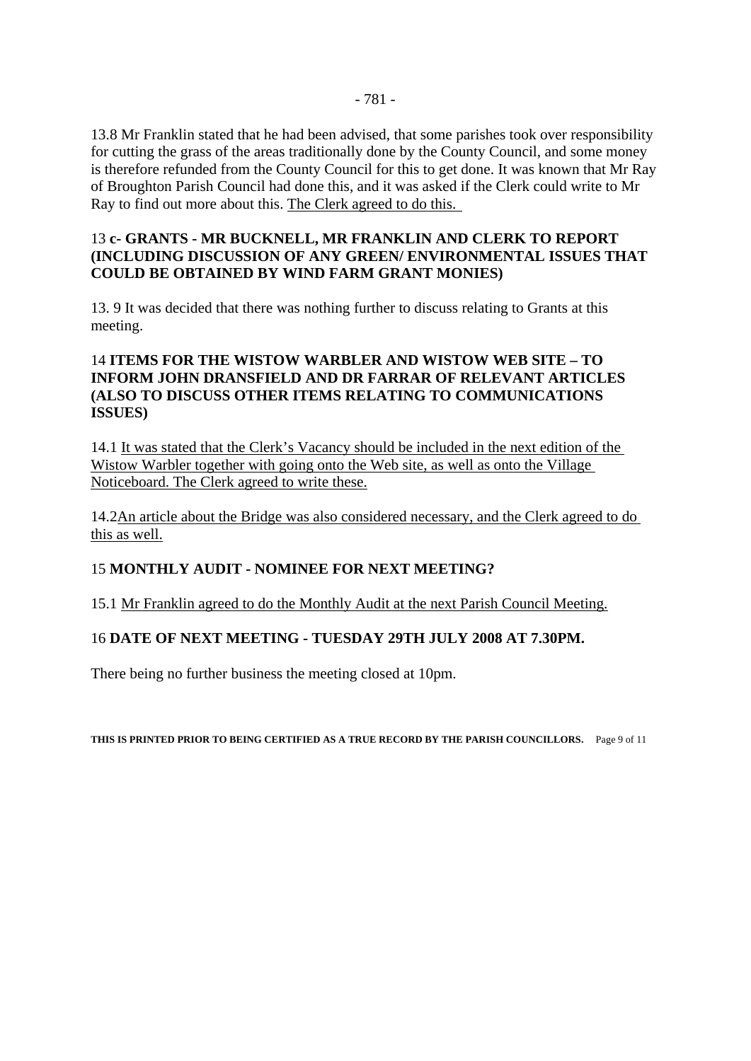13.8 Mr Franklin stated that he had been advised, that some parishes took over responsibility for cutting the grass of the areas traditionally done by the County Council, and some money is therefore refunded from the County Council for this to get done. It was known that Mr Ray of Broughton Parish Council had done this, and it was asked if the Clerk could write to Mr Ray to find out more about this. <u>The Clerk agreed to do this.</u>

### 13 c- GRANTS - MR BUCKNELL, MR FRANKLIN AND CLERK TO REPORT (INCLUDING DISCUSSION OF ANY GREEN/ ENVIRONMENTAL ISSUES THAT COULD BE OBTAINED BY WIND FARM GRANT MONIES)

13. 9 It was decided that there was nothing further to discuss relating to Grants at this meeting.

### 14 ITEMS FOR THE WISTOW WARBLER AND WISTOW WEB SITE – TO INFORM JOHN DRANSFIELD AND DR FARRAR OF RELEVANT ARTICLES (ALSO TO DISCUSS OTHER ITEMS RELATING TO COMMUNICATIONS ISSUES)

14.1 <u>It was stated that the Clerk's Vacancy should be included in the next edition of the Wistow Warbler together with going onto the Web site, as well as onto the Village Noticeboard. The Clerk agreed to write these.</u>

14.2<u>An article about the Bridge was also considered necessary, and the Clerk agreed to do this as well.</u>

### 15 MONTHLY AUDIT - NOMINEE FOR NEXT MEETING?

15.1 <u>Mr Franklin agreed to do the Monthly Audit at the next Parish Council Meeting.</u>

### 16 DATE OF NEXT MEETING - TUESDAY 29TH JULY 2008 AT 7.30PM.

There being no further business the meeting closed at 10pm.

**THIS IS PRINTED PRIOR TO BEING CERTIFIED AS A TRUE RECORD BY THE PARISH COUNCILLORS.**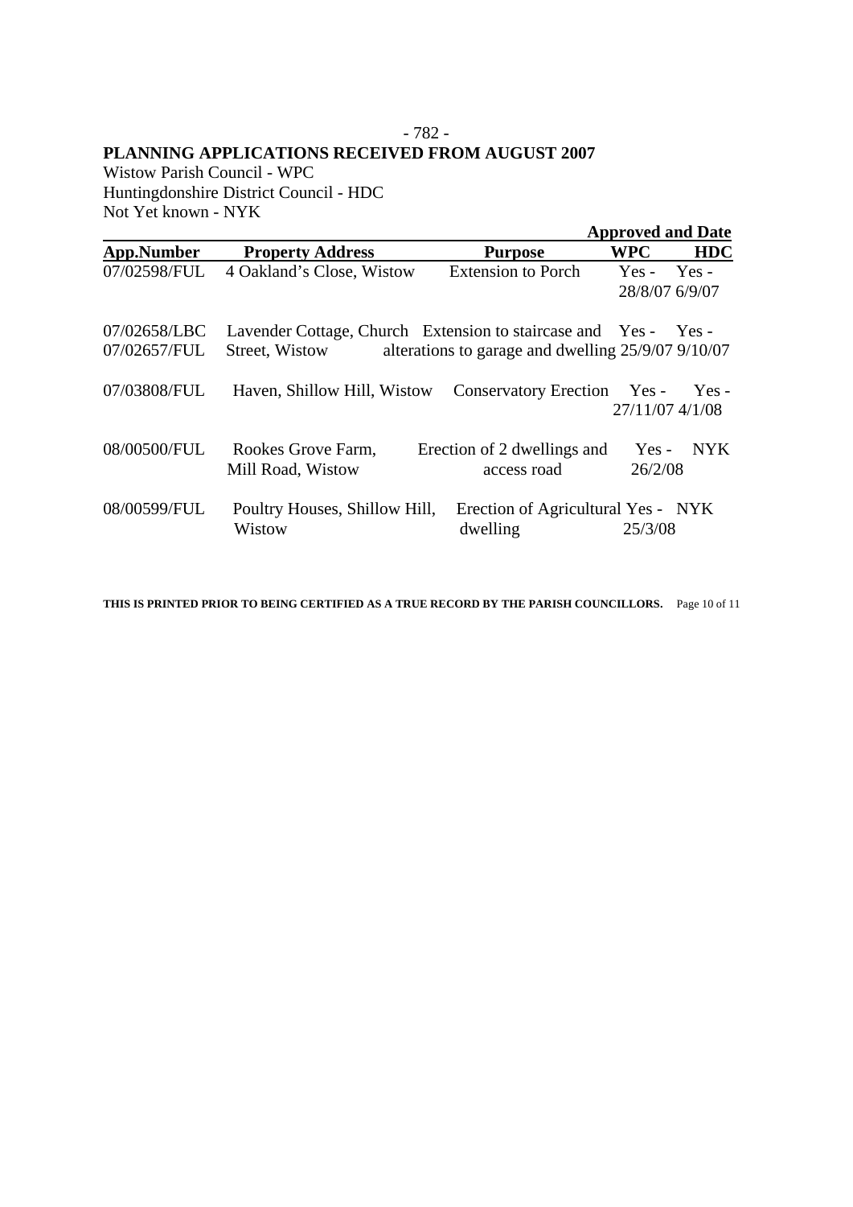- 782 -

**PLANNING APPLICATIONS RECEIVED FROM AUGUST 2007**

Wistow Parish Council - WPC
Huntingdonshire District Council - HDC
Not Yet known - NYK

| | | | **Approved and Date** | |
|---|---|---|---|---|
| **App.Number** | **Property Address** | **Purpose** | **WPC** | **HDC** |
| 07/02598/FUL | 4 Oakland's Close, Wistow | Extension to Porch | Yes - 28/8/07 | Yes - 6/9/07 |
| 07/02658/LBC 07/02657/FUL | Lavender Cottage, Church Street, Wistow | Extension to staircase and alterations to garage and dwelling | Yes - 25/9/07 | Yes - 9/10/07 |
| 07/03808/FUL | Haven, Shillow Hill, Wistow | Conservatory Erection | Yes - 27/11/07 | Yes - 4/1/08 |
| 08/00500/FUL | Rookes Grove Farm, Mill Road, Wistow | Erection of 2 dwellings and access road | Yes - 26/2/08 | NYK |
| 08/00599/FUL | Poultry Houses, Shillow Hill, Wistow | Erection of Agricultural dwelling | Yes - 25/3/08 | NYK |

**THIS IS PRINTED PRIOR TO BEING CERTIFIED AS A TRUE RECORD BY THE PARISH COUNCILLORS.**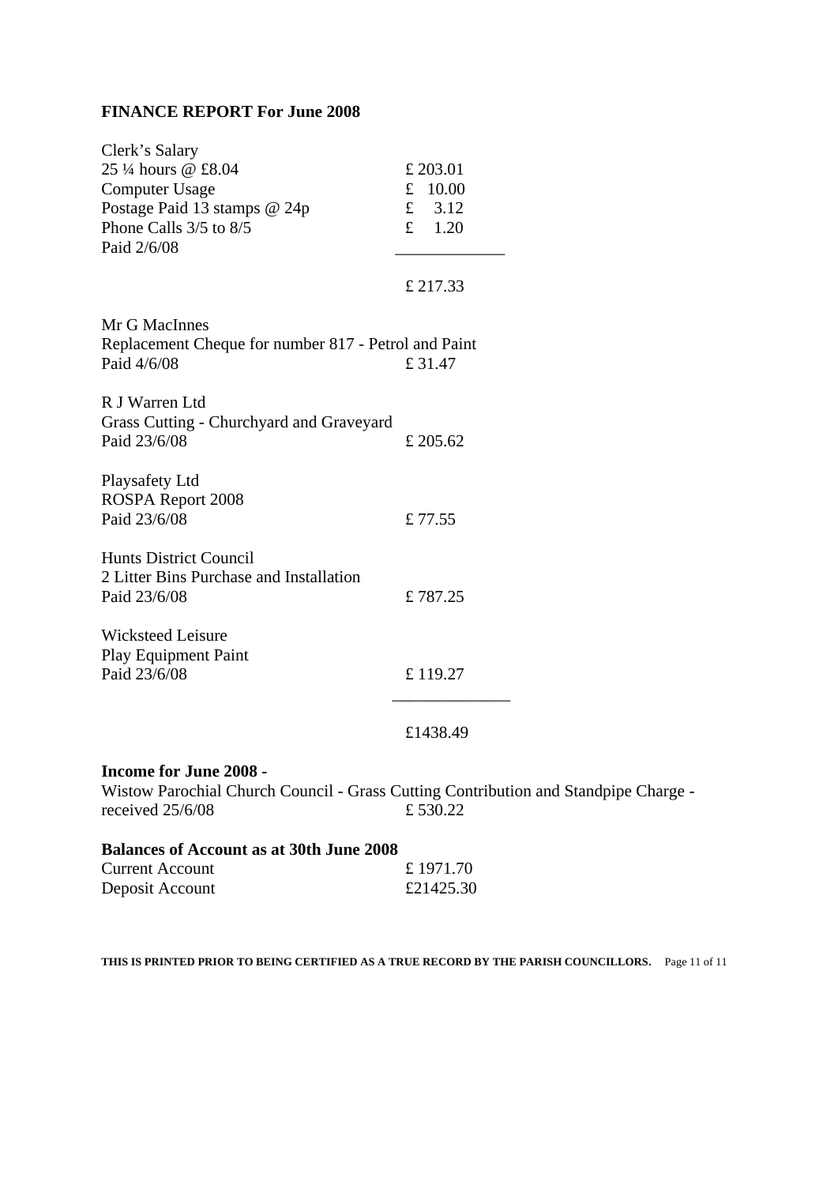**FINANCE REPORT For June 2008**

Clerk's Salary
25 ¼ hours @ £8.04 £ 203.01
Computer Usage £ 10.00
Postage Paid 13 stamps @ 24p £ 3.12
Phone Calls 3/5 to 8/5 £ 1.20
Paid 2/6/08

£ 217.33

Mr G MacInnes
Replacement Cheque for number 817 - Petrol and Paint
Paid 4/6/08 £ 31.47

R J Warren Ltd
Grass Cutting - Churchyard and Graveyard
Paid 23/6/08 £ 205.62

Playsafety Ltd
ROSPA Report 2008
Paid 23/6/08 £ 77.55

Hunts District Council
2 Litter Bins Purchase and Installation
Paid 23/6/08 £ 787.25

Wicksteed Leisure
Play Equipment Paint
Paid 23/6/08 £ 119.27

£1438.49

**Income for June 2008 -**
Wistow Parochial Church Council - Grass Cutting Contribution and Standpipe Charge - received 25/6/08 £ 530.22

**Balances of Account as at 30th June 2008**
Current Account £ 1971.70
Deposit Account £21425.30

**THIS IS PRINTED PRIOR TO BEING CERTIFIED AS A TRUE RECORD BY THE PARISH COUNCILLORS.**